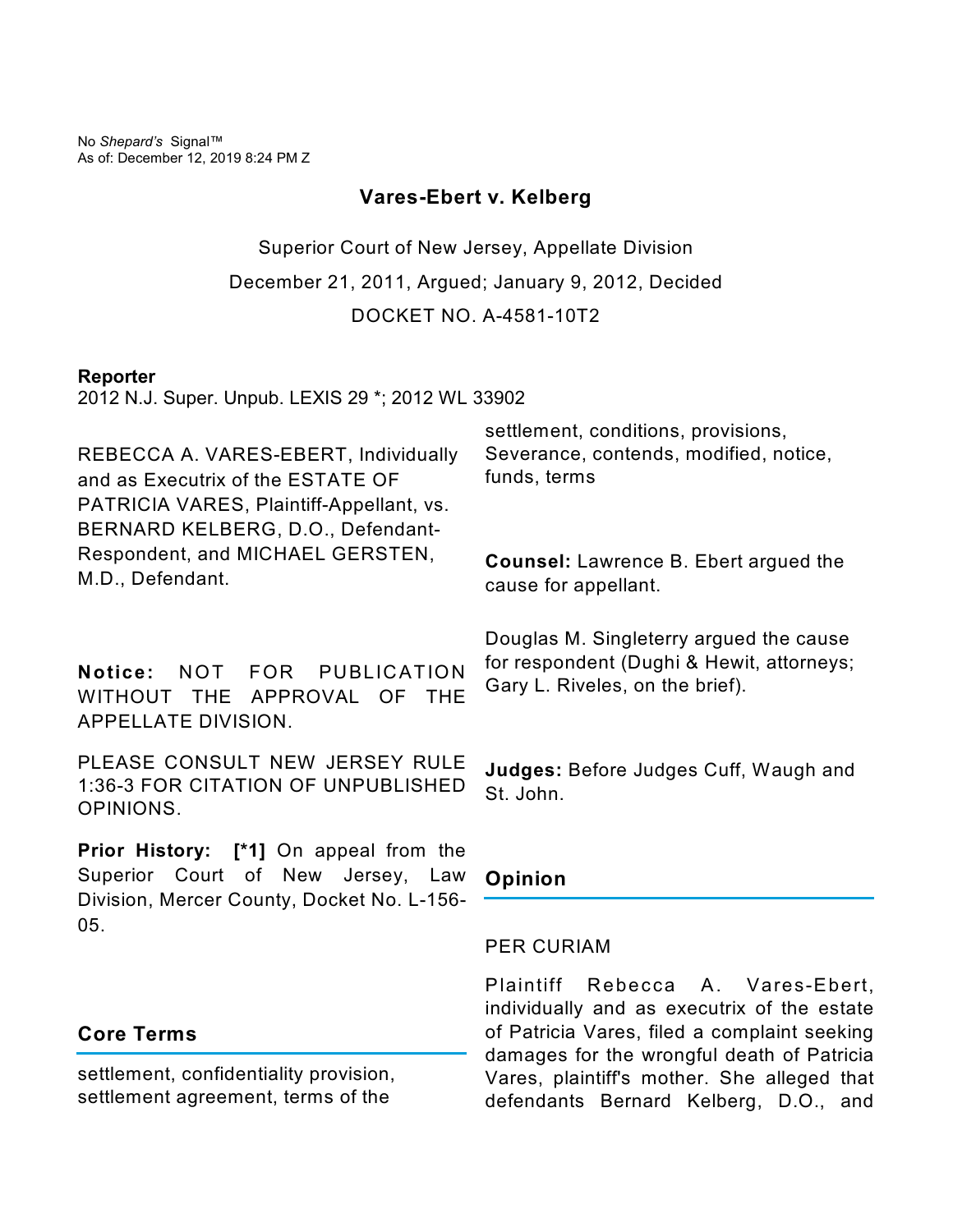No *Shepard's* Signal™
As of: December 12, 2019 8:24 PM Z

# Vares-Ebert v. Kelberg

Superior Court of New Jersey, Appellate Division

December 21, 2011, Argued; January 9, 2012, Decided

DOCKET NO. A-4581-10T2

**Reporter**

2012 N.J. Super. Unpub. LEXIS 29 *; 2012 WL 33902

REBECCA A. VARES-EBERT, Individually and as Executrix of the ESTATE OF PATRICIA VARES, Plaintiff-Appellant, vs. BERNARD KELBERG, D.O., Defendant-Respondent, and MICHAEL GERSTEN, M.D., Defendant.

**Notice:** NOT FOR PUBLICATION WITHOUT THE APPROVAL OF THE APPELLATE DIVISION.

PLEASE CONSULT NEW JERSEY RULE 1:36-3 FOR CITATION OF UNPUBLISHED OPINIONS.

**Prior History:** **[*1]** On appeal from the Superior Court of New Jersey, Law Division, Mercer County, Docket No. L-156-05.

## Core Terms

settlement, confidentiality provision, settlement agreement, terms of the settlement, conditions, provisions, Severance, contends, modified, notice, funds, terms

**Counsel:** Lawrence B. Ebert argued the cause for appellant.

Douglas M. Singleterry argued the cause for respondent (Dughi & Hewit, attorneys; Gary L. Riveles, on the brief).

**Judges:** Before Judges Cuff, Waugh and St. John.

## Opinion

PER CURIAM

Plaintiff Rebecca A. Vares-Ebert, individually and as executrix of the estate of Patricia Vares, filed a complaint seeking damages for the wrongful death of Patricia Vares, plaintiff's mother. She alleged that defendants Bernard Kelberg, D.O., and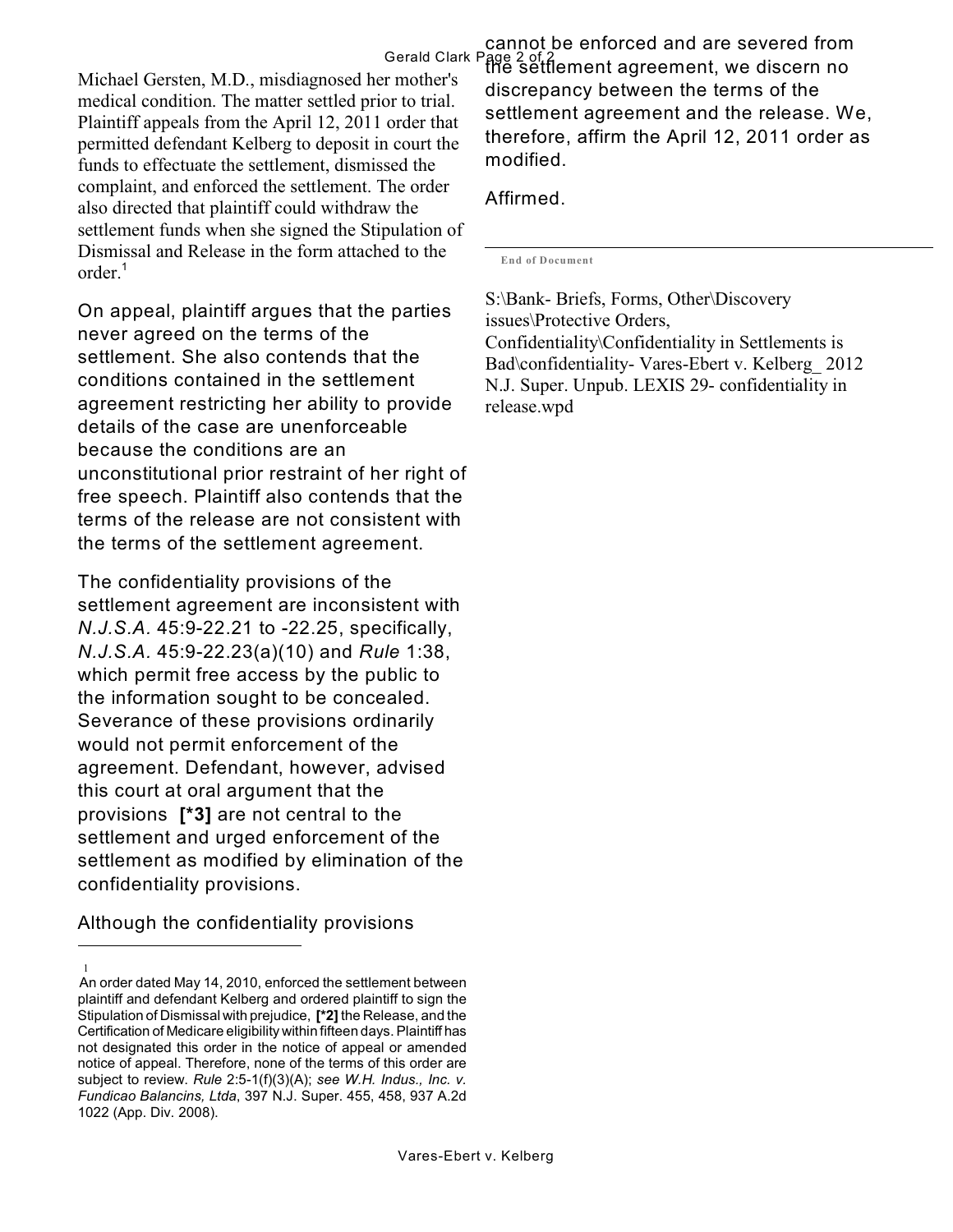Michael Gersten, M.D., misdiagnosed her mother's medical condition. The matter settled prior to trial. Plaintiff appeals from the April 12, 2011 order that permitted defendant Kelberg to deposit in court the funds to effectuate the settlement, dismissed the complaint, and enforced the settlement. The order also directed that plaintiff could withdraw the settlement funds when she signed the Stipulation of Dismissal and Release in the form attached to the order.[1]

On appeal, plaintiff argues that the parties never agreed on the terms of the settlement. She also contends that the conditions contained in the settlement agreement restricting her ability to provide details of the case are unenforceable because the conditions are an unconstitutional prior restraint of her right of free speech. Plaintiff also contends that the terms of the release are not consistent with the terms of the settlement agreement.

The confidentiality provisions of the settlement agreement are inconsistent with *N.J.S.A.* 45:9-22.21 to -22.25, specifically, *N.J.S.A.* 45:9-22.23(a)(10) and *Rule* 1:38, which permit free access by the public to the information sought to be concealed. Severance of these provisions ordinarily would not permit enforcement of the agreement. Defendant, however, advised this court at oral argument that the provisions **[*3]** are not central to the settlement and urged enforcement of the settlement as modified by elimination of the confidentiality provisions.

Although the confidentiality provisions cannot be enforced and are severed from the settlement agreement, we discern no discrepancy between the terms of the settlement agreement and the release. We, therefore, affirm the April 12, 2011 order as modified.

Affirmed.

---

[1] An order dated May 14, 2010, enforced the settlement between plaintiff and defendant Kelberg and ordered plaintiff to sign the Stipulation of Dismissal with prejudice, **[*2]** the Release, and the Certification of Medicare eligibility within fifteen days. Plaintiff has not designated this order in the notice of appeal or amended notice of appeal. Therefore, none of the terms of this order are subject to review. *Rule* 2:5-1(f)(3)(A); *see W.H. Indus., Inc. v. Fundicao Balancins, Ltda*, 397 N.J. Super. 455, 458, 937 A.2d 1022 (App. Div. 2008).

End of Document

S:\Bank- Briefs, Forms, Other\Discovery issues\Protective Orders, Confidentiality\Confidentiality in Settlements is Bad\confidentiality- Vares-Ebert v. Kelberg_ 2012 N.J. Super. Unpub. LEXIS 29- confidentiality in release.wpd